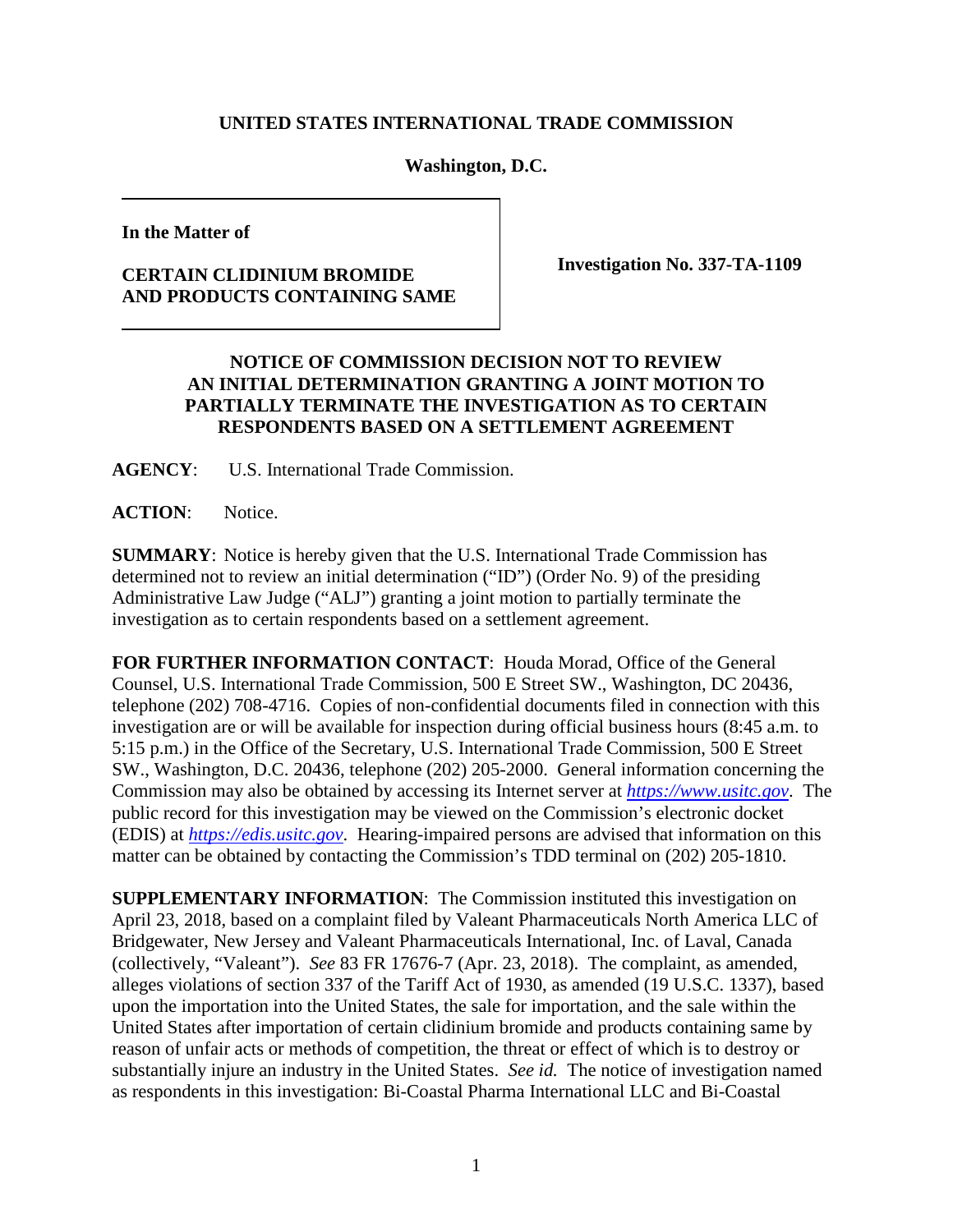**UNITED STATES INTERNATIONAL TRADE COMMISSION**

**Washington, D.C.**

| **In the Matter of**<br><br>**CERTAIN CLIDINIUM BROMIDE AND PRODUCTS CONTAINING SAME** | **Investigation No. 337-TA-1109** |
|---|---|

**NOTICE OF COMMISSION DECISION NOT TO REVIEW AN INITIAL DETERMINATION GRANTING A JOINT MOTION TO PARTIALLY TERMINATE THE INVESTIGATION AS TO CERTAIN RESPONDENTS BASED ON A SETTLEMENT AGREEMENT**

**AGENCY**: U.S. International Trade Commission.

**ACTION**: Notice.

**SUMMARY**: Notice is hereby given that the U.S. International Trade Commission has determined not to review an initial determination ("ID") (Order No. 9) of the presiding Administrative Law Judge ("ALJ") granting a joint motion to partially terminate the investigation as to certain respondents based on a settlement agreement.

**FOR FURTHER INFORMATION CONTACT**: Houda Morad, Office of the General Counsel, U.S. International Trade Commission, 500 E Street SW., Washington, DC 20436, telephone (202) 708-4716. Copies of non-confidential documents filed in connection with this investigation are or will be available for inspection during official business hours (8:45 a.m. to 5:15 p.m.) in the Office of the Secretary, U.S. International Trade Commission, 500 E Street SW., Washington, D.C. 20436, telephone (202) 205-2000. General information concerning the Commission may also be obtained by accessing its Internet server at *https://www.usitc.gov*. The public record for this investigation may be viewed on the Commission's electronic docket (EDIS) at *https://edis.usitc.gov*. Hearing-impaired persons are advised that information on this matter can be obtained by contacting the Commission's TDD terminal on (202) 205-1810.

**SUPPLEMENTARY INFORMATION**: The Commission instituted this investigation on April 23, 2018, based on a complaint filed by Valeant Pharmaceuticals North America LLC of Bridgewater, New Jersey and Valeant Pharmaceuticals International, Inc. of Laval, Canada (collectively, "Valeant"). *See* 83 FR 17676-7 (Apr. 23, 2018). The complaint, as amended, alleges violations of section 337 of the Tariff Act of 1930, as amended (19 U.S.C. 1337), based upon the importation into the United States, the sale for importation, and the sale within the United States after importation of certain clidinium bromide and products containing same by reason of unfair acts or methods of competition, the threat or effect of which is to destroy or substantially injure an industry in the United States. *See id.* The notice of investigation named as respondents in this investigation: Bi-Coastal Pharma International LLC and Bi-Coastal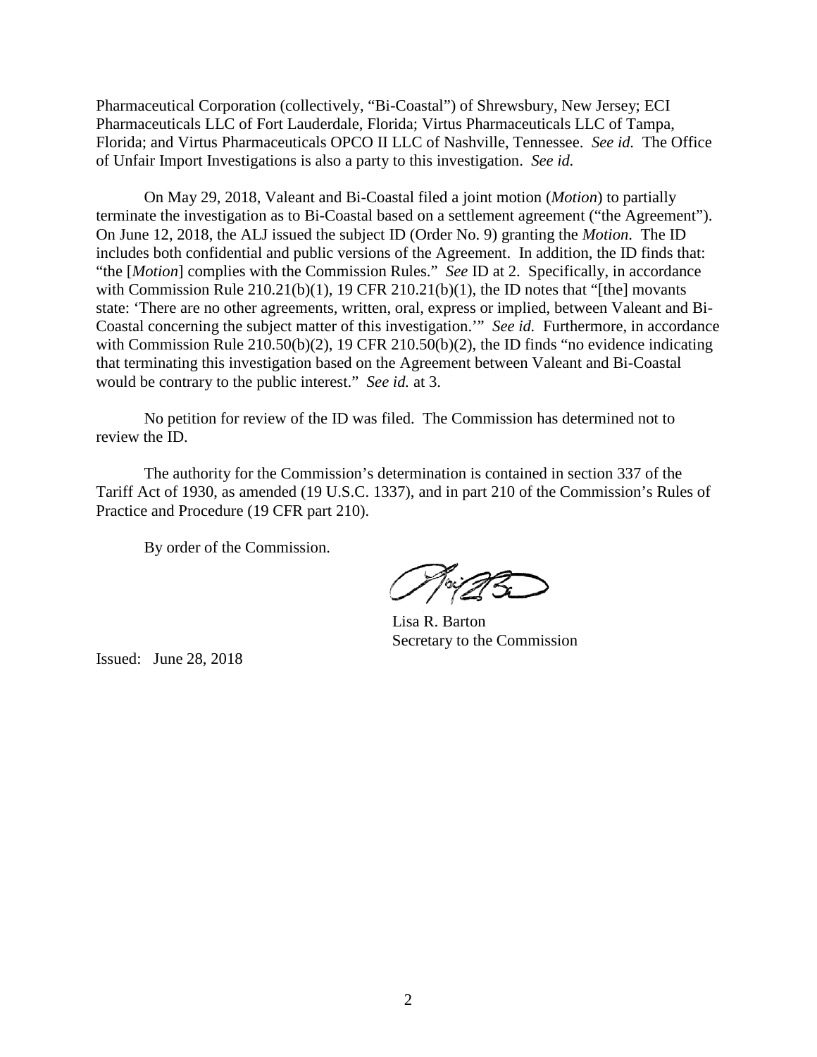Pharmaceutical Corporation (collectively, "Bi-Coastal") of Shrewsbury, New Jersey; ECI Pharmaceuticals LLC of Fort Lauderdale, Florida; Virtus Pharmaceuticals LLC of Tampa, Florida; and Virtus Pharmaceuticals OPCO II LLC of Nashville, Tennessee. *See id.* The Office of Unfair Import Investigations is also a party to this investigation. *See id.*

On May 29, 2018, Valeant and Bi-Coastal filed a joint motion (*Motion*) to partially terminate the investigation as to Bi-Coastal based on a settlement agreement ("the Agreement"). On June 12, 2018, the ALJ issued the subject ID (Order No. 9) granting the *Motion*. The ID includes both confidential and public versions of the Agreement. In addition, the ID finds that: "the [*Motion*] complies with the Commission Rules." *See* ID at 2. Specifically, in accordance with Commission Rule 210.21(b)(1), 19 CFR 210.21(b)(1), the ID notes that "[the] movants state: 'There are no other agreements, written, oral, express or implied, between Valeant and Bi-Coastal concerning the subject matter of this investigation.'" *See id.* Furthermore, in accordance with Commission Rule 210.50(b)(2), 19 CFR 210.50(b)(2), the ID finds "no evidence indicating that terminating this investigation based on the Agreement between Valeant and Bi-Coastal would be contrary to the public interest." *See id.* at 3.

No petition for review of the ID was filed. The Commission has determined not to review the ID.

The authority for the Commission's determination is contained in section 337 of the Tariff Act of 1930, as amended (19 U.S.C. 1337), and in part 210 of the Commission's Rules of Practice and Procedure (19 CFR part 210).

By order of the Commission.

Lisa R. Barton
Secretary to the Commission

Issued: June 28, 2018